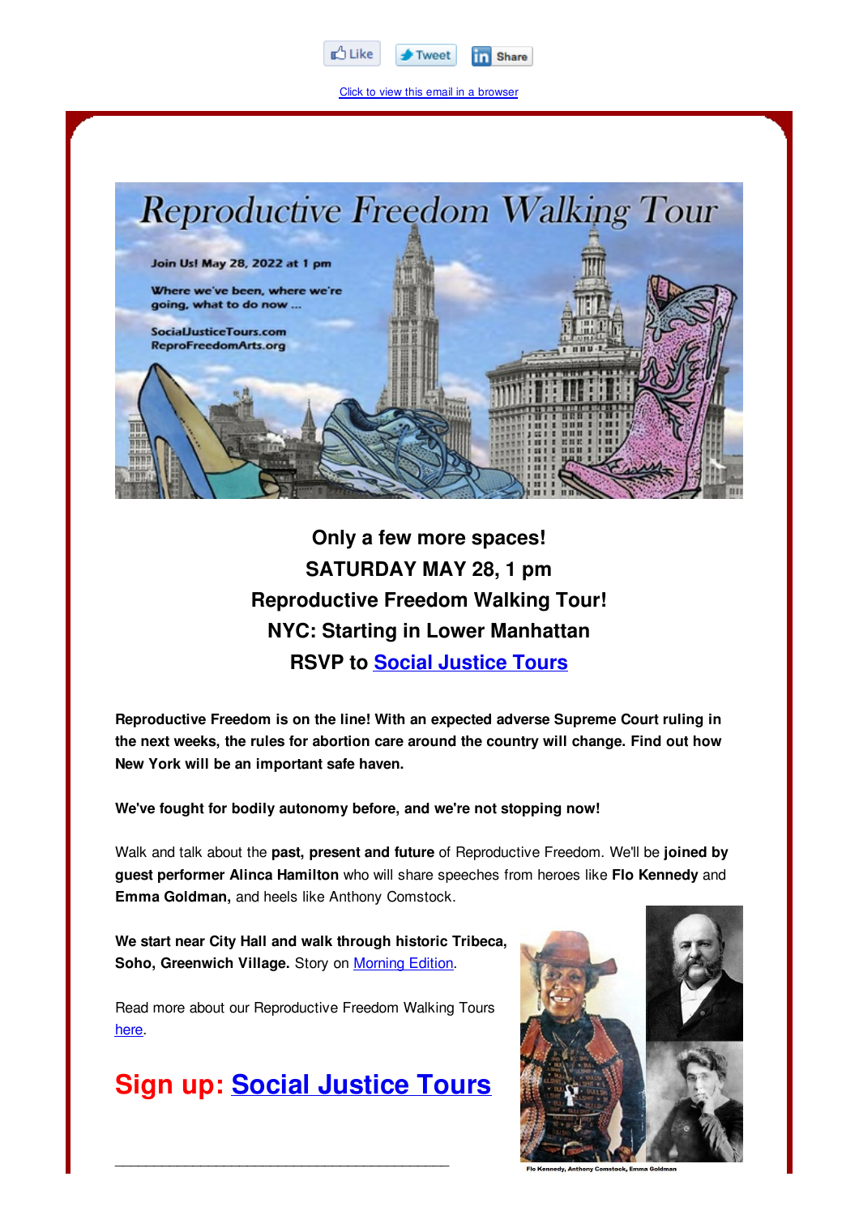Like Tweet Share

Click to view this email in a browser

Reproductive Freedom Walking Tour

Join Us! May 28, 2022 at 1 pm

Where we've been, where we're going, what to do now ...

SocialJusticeTours.com
ReproFreedomArts.org

**Only a few more spaces!**
**SATURDAY MAY 28, 1 pm**
**Reproductive Freedom Walking Tour!**
**NYC: Starting in Lower Manhattan**
**RSVP to Social Justice Tours**

**Reproductive Freedom is on the line! With an expected adverse Supreme Court ruling in the next weeks, the rules for abortion care around the country will change. Find out how New York will be an important safe haven.**

**We've fought for bodily autonomy before, and we're not stopping now!**

Walk and talk about the **past, present and future** of Reproductive Freedom. We'll be **joined by guest performer Alinca Hamilton** who will share speeches from heroes like **Flo Kennedy** and **Emma Goldman,** and heels like Anthony Comstock.

**We start near City Hall and walk through historic Tribeca, Soho, Greenwich Village.** Story on Morning Edition.

Read more about our Reproductive Freedom Walking Tours here.

## Sign up: Social Justice Tours

Flo Kennedy, Anthony Comstock, Emma Goldman

---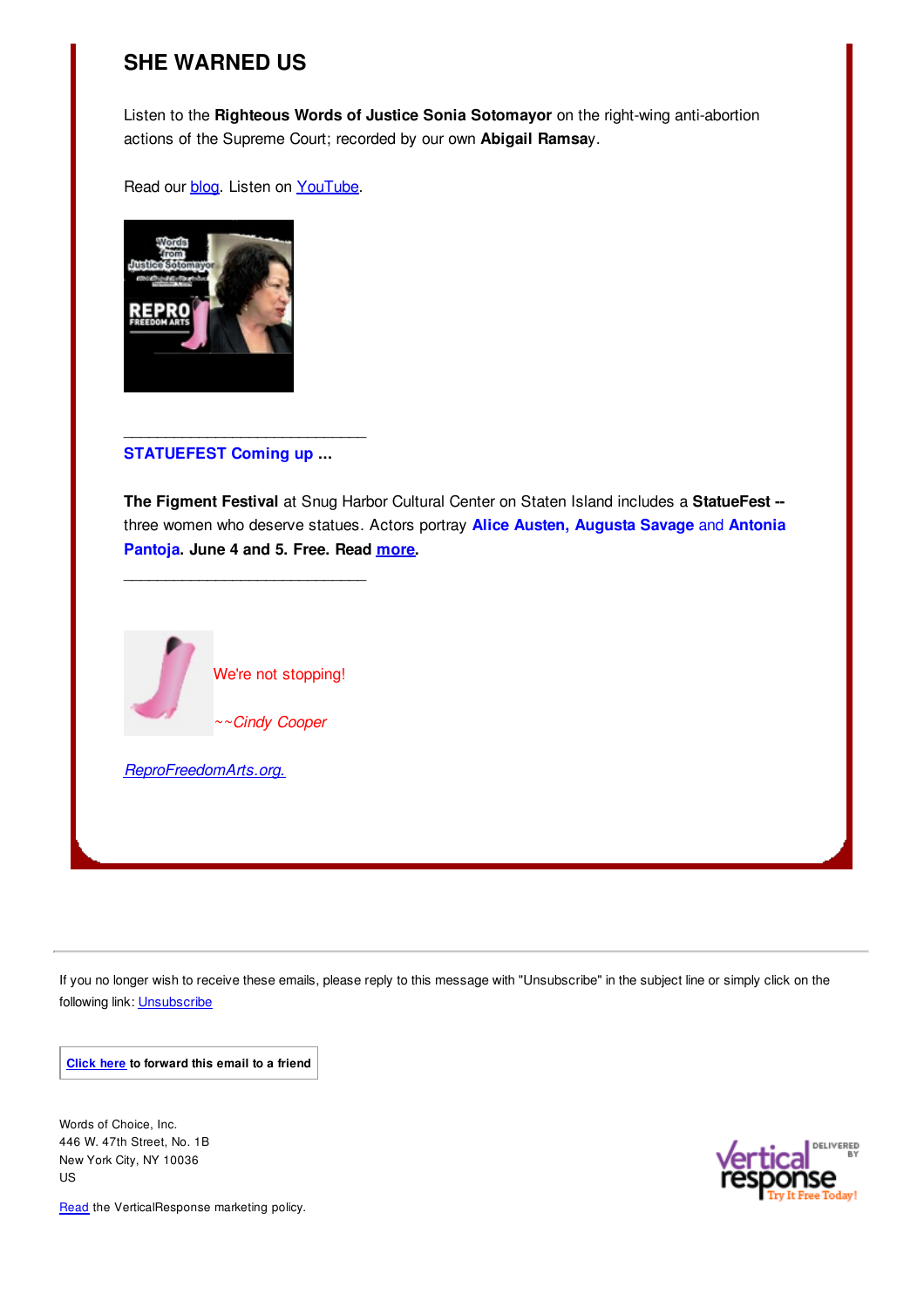## SHE WARNED US

Listen to the **Righteous Words of Justice Sonia Sotomayor** on the right-wing anti-abortion actions of the Supreme Court; recorded by our own **Abigail Ramsa**y.

Read our blog. Listen on YouTube.

______________________________

**STATUEFEST Coming up ...**

**The Figment Festival** at Snug Harbor Cultural Center on Staten Island includes a **StatueFest --** three women who deserve statues. Actors portray **Alice Austen, Augusta Savage** and **Antonia Pantoja. June 4 and 5. Free. Read more.**

______________________________

We're not stopping!

*~~Cindy Cooper*

*ReproFreedomArts.org.*

---

If you no longer wish to receive these emails, please reply to this message with "Unsubscribe" in the subject line or simply click on the following link: Unsubscribe

**Click here to forward this email to a friend**

Words of Choice, Inc.
446 W. 47th Street, No. 1B
New York City, NY 10036
US

Read the VerticalResponse marketing policy.

Vertical response DELIVERED BY Try It Free Today!